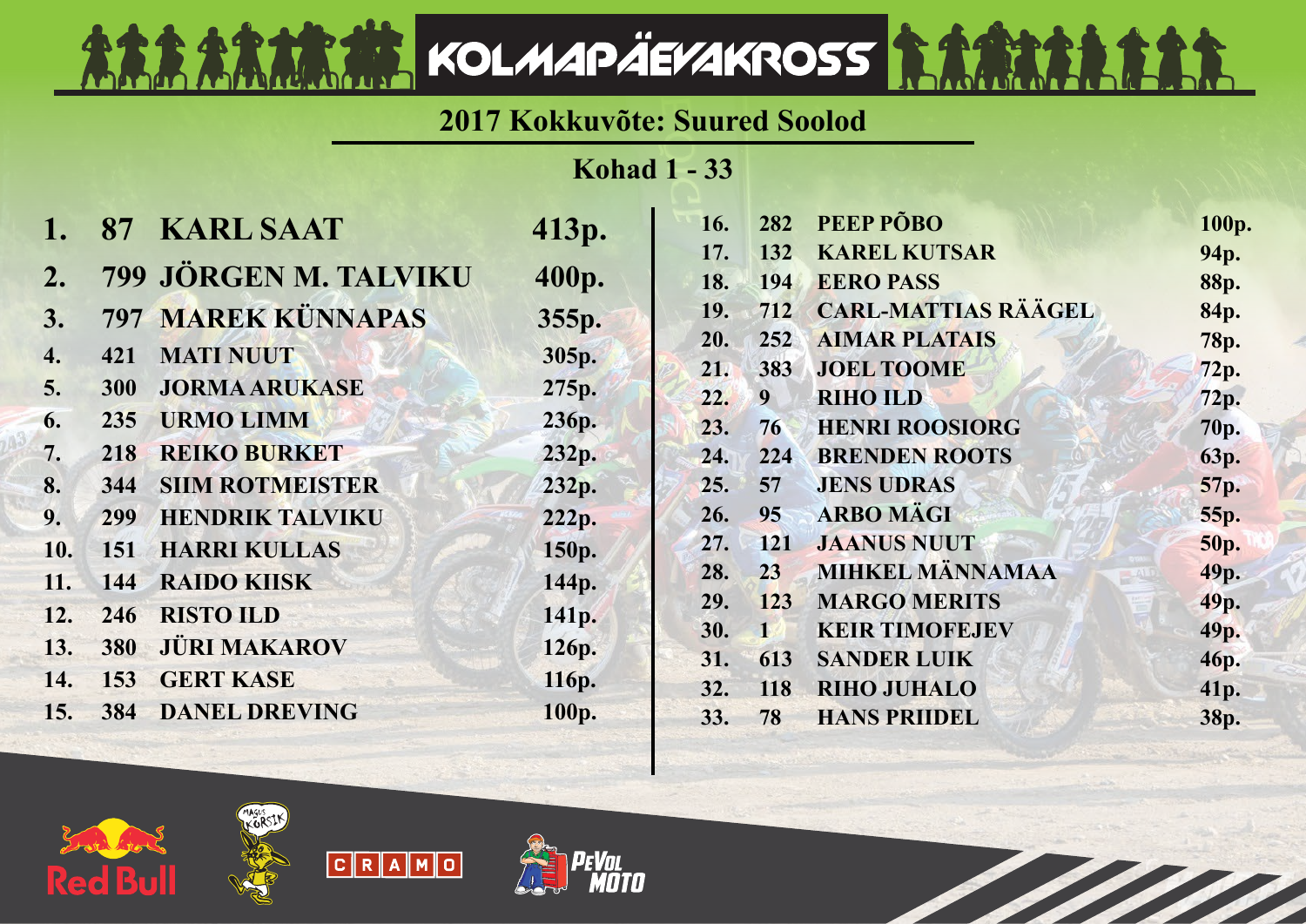# KOLMAPÄEVAKROSS

## 2017 Kokkuvõte: Suured Soolod

### Kohad 1 - 33

| Koht | Nr | Nimi | Punktid |
|---|---|---|---|
| 1. | 87 | KARL SAAT | 413p. |
| 2. | 799 | JÖRGEN M. TALVIKU | 400p. |
| 3. | 797 | MAREK KÜNNAPAS | 355p. |
| 4. | 421 | MATI NUUT | 305p. |
| 5. | 300 | JORMA ARUKASE | 275p. |
| 6. | 235 | URMO LIMM | 236p. |
| 7. | 218 | REIKO BURKET | 232p. |
| 8. | 344 | SIIM ROTMEISTER | 232p. |
| 9. | 299 | HENDRIK TALVIKU | 222p. |
| 10. | 151 | HARRI KULLAS | 150p. |
| 11. | 144 | RAIDO KIISK | 144p. |
| 12. | 246 | RISTO ILD | 141p. |
| 13. | 380 | JÜRI MAKAROV | 126p. |
| 14. | 153 | GERT KASE | 116p. |
| 15. | 384 | DANEL DREVING | 100p. |
| 16. | 282 | PEEP PÕBO | 100p. |
| 17. | 132 | KAREL KUTSAR | 94p. |
| 18. | 194 | EERO PASS | 88p. |
| 19. | 712 | CARL-MATTIAS RÄÄGEL | 84p. |
| 20. | 252 | AIMAR PLATAIS | 78p. |
| 21. | 383 | JOEL TOOME | 72p. |
| 22. | 9 | RIHO ILD | 72p. |
| 23. | 76 | HENRI ROOSIORG | 70p. |
| 24. | 224 | BRENDEN ROOTS | 63p. |
| 25. | 57 | JENS UDRAS | 57p. |
| 26. | 95 | ARBO MÄGI | 55p. |
| 27. | 121 | JAANUS NUUT | 50p. |
| 28. | 23 | MIHKEL MÄNNAMAA | 49p. |
| 29. | 123 | MARGO MERITS | 49p. |
| 30. | 1 | KEIR TIMOFEJEV | 49p. |
| 31. | 613 | SANDER LUIK | 46p. |
| 32. | 118 | RIHO JUHALO | 41p. |
| 33. | 78 | HANS PRIIDEL | 38p. |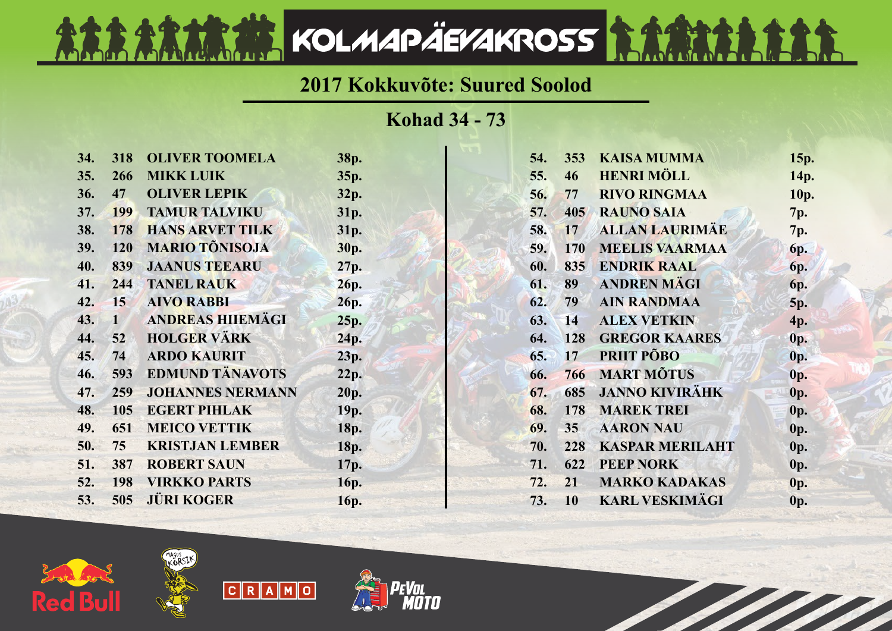# KOLMAPÄEVAKROSS

## 2017 Kokkuvõte: Suured Soolod

### Kohad 34 - 73

| | | | |
|---|---|---|---|
| 34. | 318 | OLIVER TOOMELA | 38p. |
| 35. | 266 | MIKK LUIK | 35p. |
| 36. | 47 | OLIVER LEPIK | 32p. |
| 37. | 199 | TAMUR TALVIKU | 31p. |
| 38. | 178 | HANS ARVET TILK | 31p. |
| 39. | 120 | MARIO TÕNISOJA | 30p. |
| 40. | 839 | JAANUS TEEARU | 27p. |
| 41. | 244 | TANEL RAUK | 26p. |
| 42. | 15 | AIVO RABBI | 26p. |
| 43. | 1 | ANDREAS HIIEMÄGI | 25p. |
| 44. | 52 | HOLGER VÄRK | 24p. |
| 45. | 74 | ARDO KAURIT | 23p. |
| 46. | 593 | EDMUND TÄNAVOTS | 22p. |
| 47. | 259 | JOHANNES NERMANN | 20p. |
| 48. | 105 | EGERT PIHLAK | 19p. |
| 49. | 651 | MEICO VETTIK | 18p. |
| 50. | 75 | KRISTJAN LEMBER | 18p. |
| 51. | 387 | ROBERT SAUN | 17p. |
| 52. | 198 | VIRKKO PARTS | 16p. |
| 53. | 505 | JÜRI KOGER | 16p. |
| 54. | 353 | KAISA MUMMA | 15p. |
| 55. | 46 | HENRI MÖLL | 14p. |
| 56. | 77 | RIVO RINGMAA | 10p. |
| 57. | 405 | RAUNO SAIA | 7p. |
| 58. | 17 | ALLAN LAURIMÄE | 7p. |
| 59. | 170 | MEELIS VAARMAA | 6p. |
| 60. | 835 | ENDRIK RAAL | 6p. |
| 61. | 89 | ANDREN MÄGI | 6p. |
| 62. | 79 | AIN RANDMAA | 5p. |
| 63. | 14 | ALEX VETKIN | 4p. |
| 64. | 128 | GREGOR KAARES | 0p. |
| 65. | 17 | PRIIT PÕBO | 0p. |
| 66. | 766 | MART MÕTUS | 0p. |
| 67. | 685 | JANNO KIVIRÄHK | 0p. |
| 68. | 178 | MAREK TREI | 0p. |
| 69. | 35 | AARON NAU | 0p. |
| 70. | 228 | KASPAR MERILAHT | 0p. |
| 71. | 622 | PEEP NORK | 0p. |
| 72. | 21 | MARKO KADAKAS | 0p. |
| 73. | 10 | KARL VESKIMÄGI | 0p. |

Red Bull MAGUS KÕRSIK CRAMO PEVOL MOTO